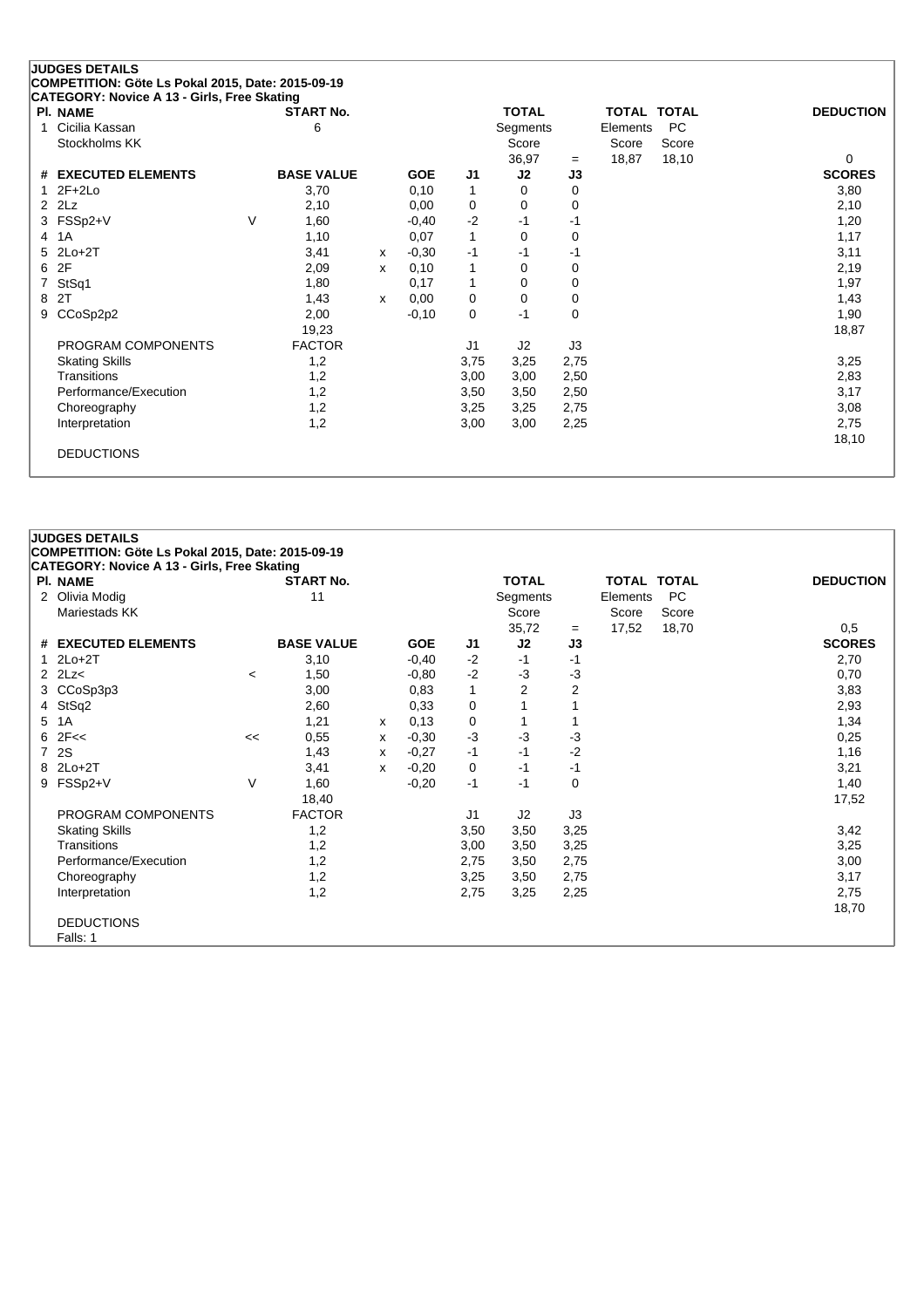## JUDGES DETAILS

**COMPETITION: Göte Ls Pokal 2015, Date: 2015-09-19**

**CATEGORY: Novice A 13 - Girls, Free Skating**

| Pl. | NAME | START No. | TOTAL Segments Score | = | TOTAL Elements Score | TOTAL PC Score | DEDUCTION |
|---|---|---|---|---|---|---|---|
| 1 | Cicilia Kassan<br>Stockholms KK | 6 | 36,97 | = | 18,87 | 18,10 | 0 |

| # | EXECUTED ELEMENTS | | BASE VALUE | | GOE | J1 | J2 | J3 | SCORES |
|---|---|---|---|---|---|---|---|---|---|
| 1 | 2F+2Lo | | 3,70 | | 0,10 | 1 | 0 | 0 | 3,80 |
| 2 | 2Lz | | 2,10 | | 0,00 | 0 | 0 | 0 | 2,10 |
| 3 | FSSp2+V | V | 1,60 | | -0,40 | -2 | -1 | -1 | 1,20 |
| 4 | 1A | | 1,10 | | 0,07 | 1 | 0 | 0 | 1,17 |
| 5 | 2Lo+2T | | 3,41 | x | -0,30 | -1 | -1 | -1 | 3,11 |
| 6 | 2F | | 2,09 | x | 0,10 | 1 | 0 | 0 | 2,19 |
| 7 | StSq1 | | 1,80 | | 0,17 | 1 | 0 | 0 | 1,97 |
| 8 | 2T | | 1,43 | x | 0,00 | 0 | 0 | 0 | 1,43 |
| 9 | CCoSp2p2 | | 2,00 | | -0,10 | 0 | -1 | 0 | 1,90 |
| | | | 19,23 | | | | | | 18,87 |

| PROGRAM COMPONENTS | FACTOR | J1 | J2 | J3 | SCORES |
|---|---|---|---|---|---|
| Skating Skills | 1,2 | 3,75 | 3,25 | 2,75 | 3,25 |
| Transitions | 1,2 | 3,00 | 3,00 | 2,50 | 2,83 |
| Performance/Execution | 1,2 | 3,50 | 3,50 | 2,50 | 3,17 |
| Choreography | 1,2 | 3,25 | 3,25 | 2,75 | 3,08 |
| Interpretation | 1,2 | 3,00 | 3,00 | 2,25 | 2,75 |
| | | | | | 18,10 |

DEDUCTIONS

## JUDGES DETAILS

**COMPETITION: Göte Ls Pokal 2015, Date: 2015-09-19**

**CATEGORY: Novice A 13 - Girls, Free Skating**

| Pl. | NAME | START No. | TOTAL Segments Score | = | TOTAL Elements Score | TOTAL PC Score | DEDUCTION |
|---|---|---|---|---|---|---|---|
| 2 | Olivia Modig<br>Mariestads KK | 11 | 35,72 | = | 17,52 | 18,70 | 0,5 |

| # | EXECUTED ELEMENTS | | BASE VALUE | | GOE | J1 | J2 | J3 | SCORES |
|---|---|---|---|---|---|---|---|---|---|
| 1 | 2Lo+2T | | 3,10 | | -0,40 | -2 | -1 | -1 | 2,70 |
| 2 | 2Lz< | < | 1,50 | | -0,80 | -2 | -3 | -3 | 0,70 |
| 3 | CCoSp3p3 | | 3,00 | | 0,83 | 1 | 2 | 2 | 3,83 |
| 4 | StSq2 | | 2,60 | | 0,33 | 0 | 1 | 1 | 2,93 |
| 5 | 1A | | 1,21 | x | 0,13 | 0 | 1 | 1 | 1,34 |
| 6 | 2F<< | << | 0,55 | x | -0,30 | -3 | -3 | -3 | 0,25 |
| 7 | 2S | | 1,43 | x | -0,27 | -1 | -1 | -2 | 1,16 |
| 8 | 2Lo+2T | | 3,41 | x | -0,20 | 0 | -1 | -1 | 3,21 |
| 9 | FSSp2+V | V | 1,60 | | -0,20 | -1 | -1 | 0 | 1,40 |
| | | | 18,40 | | | | | | 17,52 |

| PROGRAM COMPONENTS | FACTOR | J1 | J2 | J3 | SCORES |
|---|---|---|---|---|---|
| Skating Skills | 1,2 | 3,50 | 3,50 | 3,25 | 3,42 |
| Transitions | 1,2 | 3,00 | 3,50 | 3,25 | 3,25 |
| Performance/Execution | 1,2 | 2,75 | 3,50 | 2,75 | 3,00 |
| Choreography | 1,2 | 3,25 | 3,50 | 2,75 | 3,17 |
| Interpretation | 1,2 | 2,75 | 3,25 | 2,25 | 2,75 |
| | | | | | 18,70 |

DEDUCTIONS

Falls: 1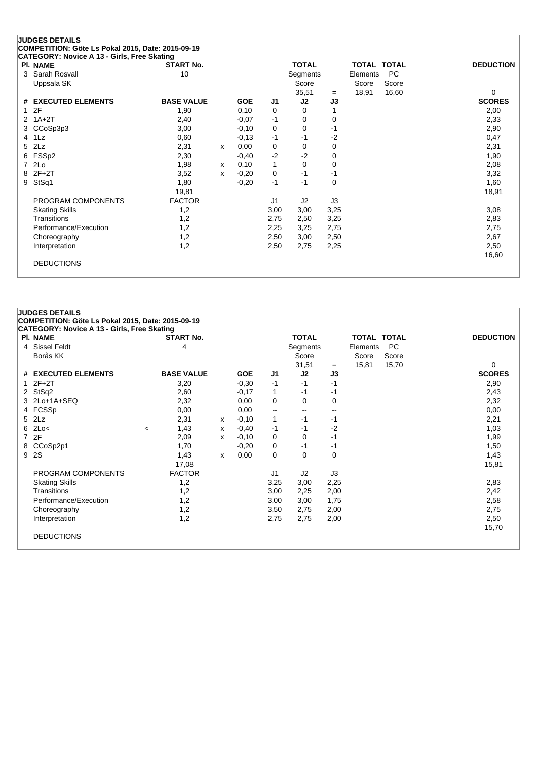**JUDGES DETAILS**
**COMPETITION: Göte Ls Pokal 2015, Date: 2015-09-19**
**CATEGORY: Novice A 13 - Girls, Free Skating**

| Pl. | NAME | START No. | TOTAL Segments Score | = | TOTAL Elements Score | TOTAL PC Score | DEDUCTION |
|---|---|---|---|---|---|---|---|
| 3 | Sarah Rosvall, Uppsala SK | 10 | 35,51 | = | 18,91 | 16,60 | 0 |

| # | EXECUTED ELEMENTS | | BASE VALUE | | GOE | J1 | J2 | J3 | SCORES |
|---|---|---|---|---|---|---|---|---|---|
| 1 | 2F | | 1,90 | | 0,10 | 0 | 0 | 1 | 2,00 |
| 2 | 1A+2T | | 2,40 | | -0,07 | -1 | 0 | 0 | 2,33 |
| 3 | CCoSp3p3 | | 3,00 | | -0,10 | 0 | 0 | -1 | 2,90 |
| 4 | 1Lz | | 0,60 | | -0,13 | -1 | -1 | -2 | 0,47 |
| 5 | 2Lz | | 2,31 | x | 0,00 | 0 | 0 | 0 | 2,31 |
| 6 | FSSp2 | | 2,30 | | -0,40 | -2 | -2 | 0 | 1,90 |
| 7 | 2Lo | | 1,98 | x | 0,10 | 1 | 0 | 0 | 2,08 |
| 8 | 2F+2T | | 3,52 | x | -0,20 | 0 | -1 | -1 | 3,32 |
| 9 | StSq1 | | 1,80 | | -0,20 | -1 | -1 | 0 | 1,60 |
| | | | 19,81 | | | | | | 18,91 |

| PROGRAM COMPONENTS | FACTOR | J1 | J2 | J3 | |
|---|---|---|---|---|---|
| Skating Skills | 1,2 | 3,00 | 3,00 | 3,25 | 3,08 |
| Transitions | 1,2 | 2,75 | 2,50 | 3,25 | 2,83 |
| Performance/Execution | 1,2 | 2,25 | 3,25 | 2,75 | 2,75 |
| Choreography | 1,2 | 2,50 | 3,00 | 2,50 | 2,67 |
| Interpretation | 1,2 | 2,50 | 2,75 | 2,25 | 2,50 |
| | | | | | 16,60 |

DEDUCTIONS

**JUDGES DETAILS**
**COMPETITION: Göte Ls Pokal 2015, Date: 2015-09-19**
**CATEGORY: Novice A 13 - Girls, Free Skating**

| Pl. | NAME | START No. | TOTAL Segments Score | = | TOTAL Elements Score | TOTAL PC Score | DEDUCTION |
|---|---|---|---|---|---|---|---|
| 4 | Sissel Feldt, Borås KK | 4 | 31,51 | = | 15,81 | 15,70 | 0 |

| # | EXECUTED ELEMENTS | | BASE VALUE | | GOE | J1 | J2 | J3 | SCORES |
|---|---|---|---|---|---|---|---|---|---|
| 1 | 2F+2T | | 3,20 | | -0,30 | -1 | -1 | -1 | 2,90 |
| 2 | StSq2 | | 2,60 | | -0,17 | 1 | -1 | -1 | 2,43 |
| 3 | 2Lo+1A+SEQ | | 2,32 | | 0,00 | 0 | 0 | 0 | 2,32 |
| 4 | FCSSp | | 0,00 | | 0,00 | -- | -- | -- | 0,00 |
| 5 | 2Lz | | 2,31 | x | -0,10 | 1 | -1 | -1 | 2,21 |
| 6 | 2Lo< | < | 1,43 | x | -0,40 | -1 | -1 | -2 | 1,03 |
| 7 | 2F | | 2,09 | x | -0,10 | 0 | 0 | -1 | 1,99 |
| 8 | CCoSp2p1 | | 1,70 | | -0,20 | 0 | -1 | -1 | 1,50 |
| 9 | 2S | | 1,43 | x | 0,00 | 0 | 0 | 0 | 1,43 |
| | | | 17,08 | | | | | | 15,81 |

| PROGRAM COMPONENTS | FACTOR | J1 | J2 | J3 | |
|---|---|---|---|---|---|
| Skating Skills | 1,2 | 3,25 | 3,00 | 2,25 | 2,83 |
| Transitions | 1,2 | 3,00 | 2,25 | 2,00 | 2,42 |
| Performance/Execution | 1,2 | 3,00 | 3,00 | 1,75 | 2,58 |
| Choreography | 1,2 | 3,50 | 2,75 | 2,00 | 2,75 |
| Interpretation | 1,2 | 2,75 | 2,75 | 2,00 | 2,50 |
| | | | | | 15,70 |

DEDUCTIONS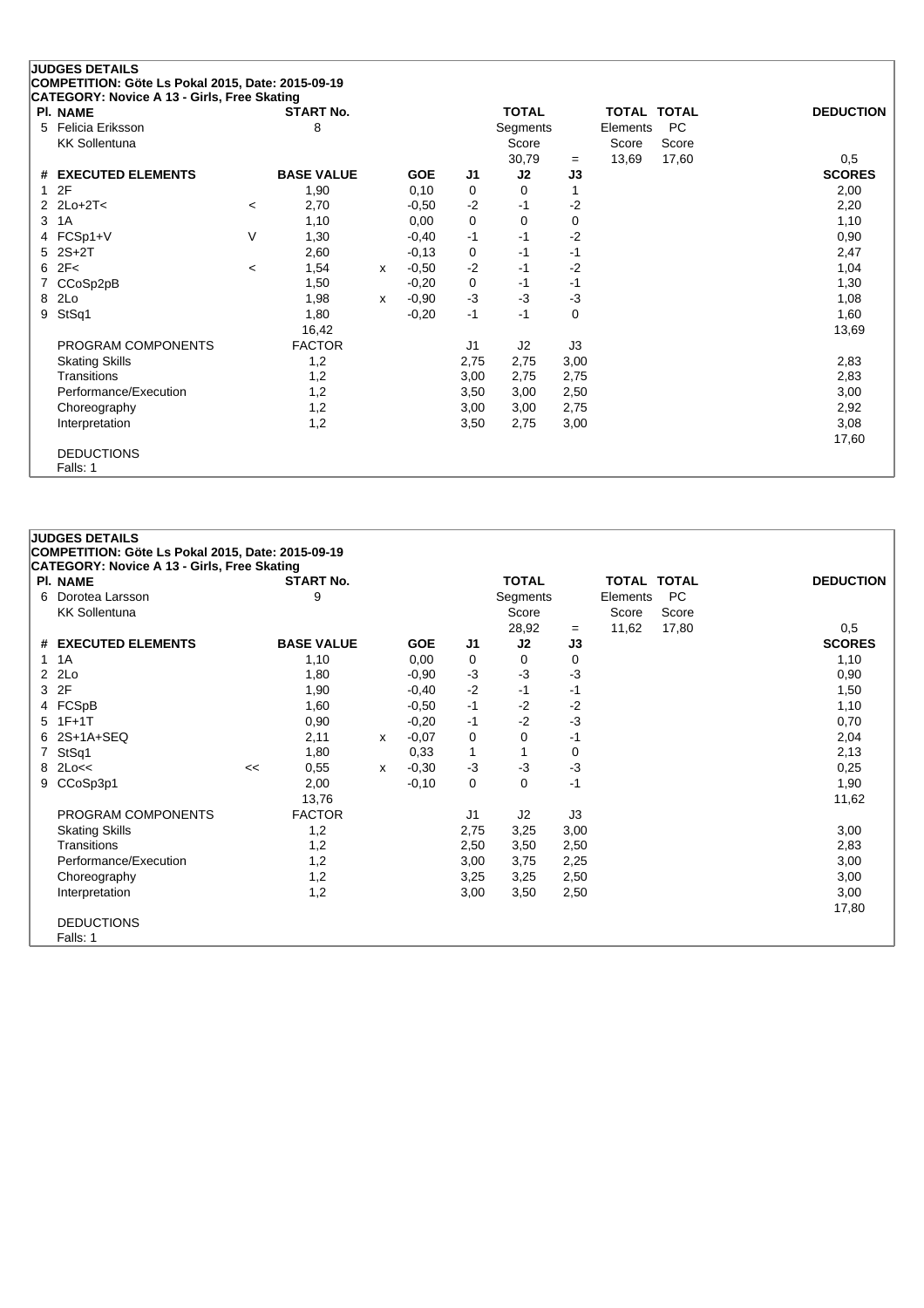**JUDGES DETAILS**
**COMPETITION: Göte Ls Pokal 2015, Date: 2015-09-19**
**CATEGORY: Novice A 13 - Girls, Free Skating**

| Pl. | NAME | START No. | TOTAL Segments Score | | TOTAL Elements Score | TOTAL PC Score | DEDUCTION |
|---|---|---|---|---|---|---|---|
| 5 | Felicia Eriksson<br>KK Sollentuna | 8 | 30,79 | = | 13,69 | 17,60 | 0,5 |

| # | EXECUTED ELEMENTS | | BASE VALUE | | GOE | J1 | J2 | J3 | SCORES |
|---|---|---|---|---|---|---|---|---|---|
| 1 | 2F | | 1,90 | | 0,10 | 0 | 0 | 1 | 2,00 |
| 2 | 2Lo+2T< | < | 2,70 | | -0,50 | -2 | -1 | -2 | 2,20 |
| 3 | 1A | | 1,10 | | 0,00 | 0 | 0 | 0 | 1,10 |
| 4 | FCSp1+V | V | 1,30 | | -0,40 | -1 | -1 | -2 | 0,90 |
| 5 | 2S+2T | | 2,60 | | -0,13 | 0 | -1 | -1 | 2,47 |
| 6 | 2F< | < | 1,54 | x | -0,50 | -2 | -1 | -2 | 1,04 |
| 7 | CCoSp2pB | | 1,50 | | -0,20 | 0 | -1 | -1 | 1,30 |
| 8 | 2Lo | | 1,98 | x | -0,90 | -3 | -3 | -3 | 1,08 |
| 9 | StSq1 | | 1,80 | | -0,20 | -1 | -1 | 0 | 1,60 |
| | | | 16,42 | | | | | | 13,69 |

| PROGRAM COMPONENTS | FACTOR | J1 | J2 | J3 | |
|---|---|---|---|---|---|
| Skating Skills | 1,2 | 2,75 | 2,75 | 3,00 | 2,83 |
| Transitions | 1,2 | 3,00 | 2,75 | 2,75 | 2,83 |
| Performance/Execution | 1,2 | 3,50 | 3,00 | 2,50 | 3,00 |
| Choreography | 1,2 | 3,00 | 3,00 | 2,75 | 2,92 |
| Interpretation | 1,2 | 3,50 | 2,75 | 3,00 | 3,08 |
| | | | | | 17,60 |

DEDUCTIONS
Falls: 1

**JUDGES DETAILS**
**COMPETITION: Göte Ls Pokal 2015, Date: 2015-09-19**
**CATEGORY: Novice A 13 - Girls, Free Skating**

| Pl. | NAME | START No. | TOTAL Segments Score | | TOTAL Elements Score | TOTAL PC Score | DEDUCTION |
|---|---|---|---|---|---|---|---|
| 6 | Dorotea Larsson<br>KK Sollentuna | 9 | 28,92 | = | 11,62 | 17,80 | 0,5 |

| # | EXECUTED ELEMENTS | | BASE VALUE | | GOE | J1 | J2 | J3 | SCORES |
|---|---|---|---|---|---|---|---|---|---|
| 1 | 1A | | 1,10 | | 0,00 | 0 | 0 | 0 | 1,10 |
| 2 | 2Lo | | 1,80 | | -0,90 | -3 | -3 | -3 | 0,90 |
| 3 | 2F | | 1,90 | | -0,40 | -2 | -1 | -1 | 1,50 |
| 4 | FCSpB | | 1,60 | | -0,50 | -1 | -2 | -2 | 1,10 |
| 5 | 1F+1T | | 0,90 | | -0,20 | -1 | -2 | -3 | 0,70 |
| 6 | 2S+1A+SEQ | | 2,11 | x | -0,07 | 0 | 0 | -1 | 2,04 |
| 7 | StSq1 | | 1,80 | | 0,33 | 1 | 1 | 0 | 2,13 |
| 8 | 2Lo<< | << | 0,55 | x | -0,30 | -3 | -3 | -3 | 0,25 |
| 9 | CCoSp3p1 | | 2,00 | | -0,10 | 0 | 0 | -1 | 1,90 |
| | | | 13,76 | | | | | | 11,62 |

| PROGRAM COMPONENTS | FACTOR | J1 | J2 | J3 | |
|---|---|---|---|---|---|
| Skating Skills | 1,2 | 2,75 | 3,25 | 3,00 | 3,00 |
| Transitions | 1,2 | 2,50 | 3,50 | 2,50 | 2,83 |
| Performance/Execution | 1,2 | 3,00 | 3,75 | 2,25 | 3,00 |
| Choreography | 1,2 | 3,25 | 3,25 | 2,50 | 3,00 |
| Interpretation | 1,2 | 3,00 | 3,50 | 2,50 | 3,00 |
| | | | | | 17,80 |

DEDUCTIONS
Falls: 1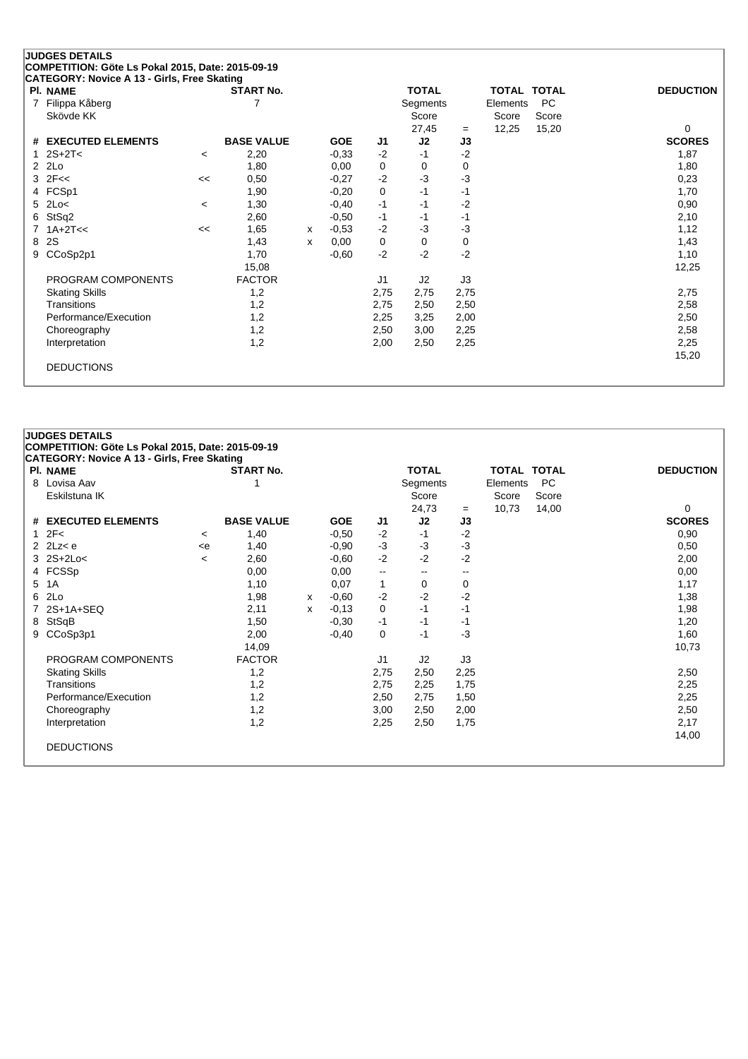## JUDGES DETAILS

**COMPETITION: Göte Ls Pokal 2015, Date: 2015-09-19**

**CATEGORY: Novice A 13 - Girls, Free Skating**

| Pl. | NAME | START No. | TOTAL Segments Score | = | TOTAL Elements Score | TOTAL PC Score | DEDUCTION |
|---|---|---|---|---|---|---|---|
| 7 | Filippa Kåberg, Skövde KK | 7 | 27,45 | = | 12,25 | 15,20 | 0 |

| # | EXECUTED ELEMENTS | | BASE VALUE | | GOE | J1 | J2 | J3 | SCORES |
|---|---|---|---|---|---|---|---|---|---|
| 1 | 2S+2T< | < | 2,20 | | -0,33 | -2 | -1 | -2 | 1,87 |
| 2 | 2Lo | | 1,80 | | 0,00 | 0 | 0 | 0 | 1,80 |
| 3 | 2F<< | << | 0,50 | | -0,27 | -2 | -3 | -3 | 0,23 |
| 4 | FCSp1 | | 1,90 | | -0,20 | 0 | -1 | -1 | 1,70 |
| 5 | 2Lo< | < | 1,30 | | -0,40 | -1 | -1 | -2 | 0,90 |
| 6 | StSq2 | | 2,60 | | -0,50 | -1 | -1 | -1 | 2,10 |
| 7 | 1A+2T<< | << | 1,65 | x | -0,53 | -2 | -3 | -3 | 1,12 |
| 8 | 2S | | 1,43 | x | 0,00 | 0 | 0 | 0 | 1,43 |
| 9 | CCoSp2p1 | | 1,70 | | -0,60 | -2 | -2 | -2 | 1,10 |
| | | | 15,08 | | | | | | 12,25 |

| PROGRAM COMPONENTS | FACTOR | J1 | J2 | J3 | SCORES |
|---|---|---|---|---|---|
| Skating Skills | 1,2 | 2,75 | 2,75 | 2,75 | 2,75 |
| Transitions | 1,2 | 2,75 | 2,50 | 2,50 | 2,58 |
| Performance/Execution | 1,2 | 2,25 | 3,25 | 2,00 | 2,50 |
| Choreography | 1,2 | 2,50 | 3,00 | 2,25 | 2,58 |
| Interpretation | 1,2 | 2,00 | 2,50 | 2,25 | 2,25 |
| | | | | | 15,20 |

DEDUCTIONS

## JUDGES DETAILS

**COMPETITION: Göte Ls Pokal 2015, Date: 2015-09-19**

**CATEGORY: Novice A 13 - Girls, Free Skating**

| Pl. | NAME | START No. | TOTAL Segments Score | = | TOTAL Elements Score | TOTAL PC Score | DEDUCTION |
|---|---|---|---|---|---|---|---|
| 8 | Lovisa Aav, Eskilstuna IK | 1 | 24,73 | = | 10,73 | 14,00 | 0 |

| # | EXECUTED ELEMENTS | | BASE VALUE | | GOE | J1 | J2 | J3 | SCORES |
|---|---|---|---|---|---|---|---|---|---|
| 1 | 2F< | < | 1,40 | | -0,50 | -2 | -1 | -2 | 0,90 |
| 2 | 2Lz< e | <e | 1,40 | | -0,90 | -3 | -3 | -3 | 0,50 |
| 3 | 2S+2Lo< | < | 2,60 | | -0,60 | -2 | -2 | -2 | 2,00 |
| 4 | FCSSp | | 0,00 | | 0,00 | -- | -- | -- | 0,00 |
| 5 | 1A | | 1,10 | | 0,07 | 1 | 0 | 0 | 1,17 |
| 6 | 2Lo | | 1,98 | x | -0,60 | -2 | -2 | -2 | 1,38 |
| 7 | 2S+1A+SEQ | | 2,11 | x | -0,13 | 0 | -1 | -1 | 1,98 |
| 8 | StSqB | | 1,50 | | -0,30 | -1 | -1 | -1 | 1,20 |
| 9 | CCoSp3p1 | | 2,00 | | -0,40 | 0 | -1 | -3 | 1,60 |
| | | | 14,09 | | | | | | 10,73 |

| PROGRAM COMPONENTS | FACTOR | J1 | J2 | J3 | SCORES |
|---|---|---|---|---|---|
| Skating Skills | 1,2 | 2,75 | 2,50 | 2,25 | 2,50 |
| Transitions | 1,2 | 2,75 | 2,25 | 1,75 | 2,25 |
| Performance/Execution | 1,2 | 2,50 | 2,75 | 1,50 | 2,25 |
| Choreography | 1,2 | 3,00 | 2,50 | 2,00 | 2,50 |
| Interpretation | 1,2 | 2,25 | 2,50 | 1,75 | 2,17 |
| | | | | | 14,00 |

DEDUCTIONS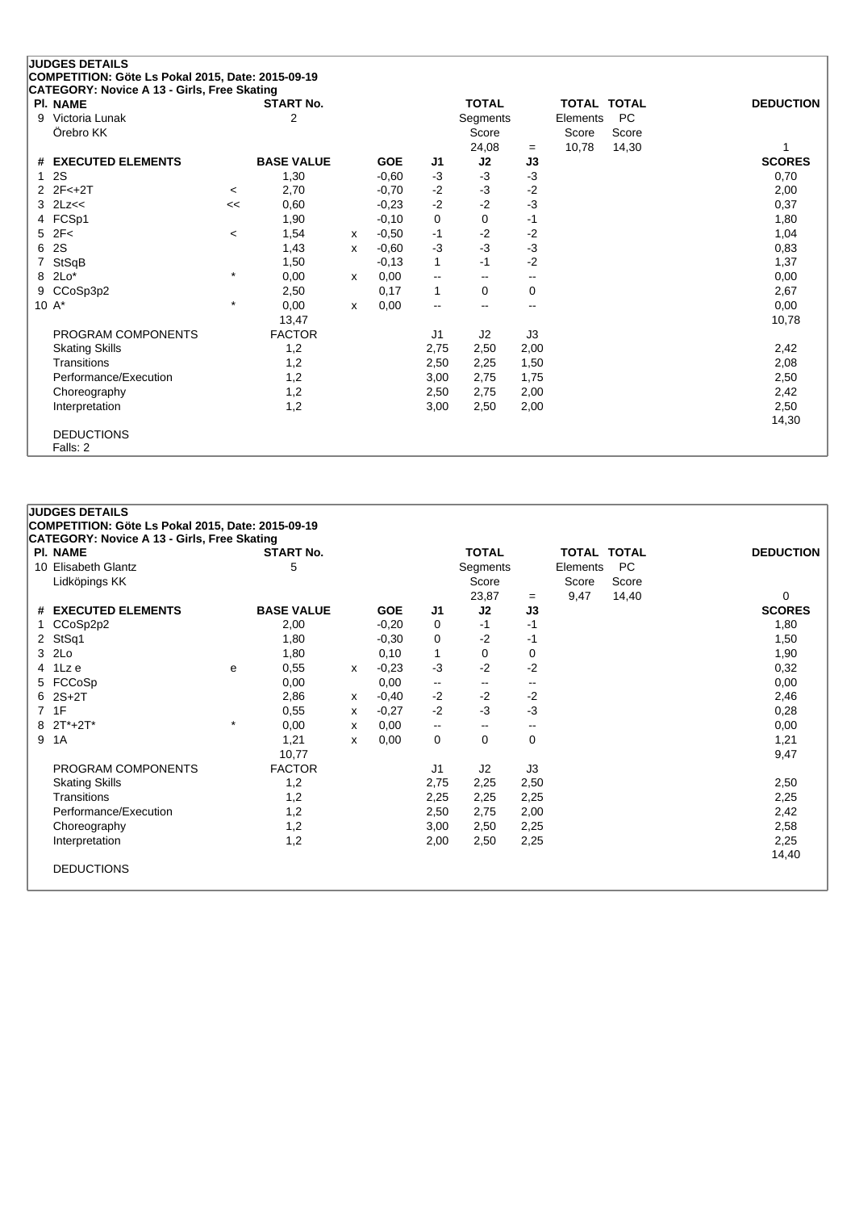## JUDGES DETAILS

**COMPETITION: Göte Ls Pokal 2015, Date: 2015-09-19**

**CATEGORY: Novice A 13 - Girls, Free Skating**

| Pl. | NAME | START No. | TOTAL Segments Score | = | TOTAL Elements Score | TOTAL PC Score | DEDUCTION |
|---|---|---|---|---|---|---|---|
| 9 | Victoria Lunak, Örebro KK | 2 | 24,08 | = | 10,78 | 14,30 | 1 |

| # | EXECUTED ELEMENTS | | BASE VALUE | | GOE | J1 | J2 | J3 | SCORES |
|---|---|---|---|---|---|---|---|---|---|
| 1 | 2S | | 1,30 | | -0,60 | -3 | -3 | -3 | 0,70 |
| 2 | 2F<+2T | < | 2,70 | | -0,70 | -2 | -3 | -2 | 2,00 |
| 3 | 2Lz<< | << | 0,60 | | -0,23 | -2 | -2 | -3 | 0,37 |
| 4 | FCSp1 | | 1,90 | | -0,10 | 0 | 0 | -1 | 1,80 |
| 5 | 2F< | < | 1,54 | x | -0,50 | -1 | -2 | -2 | 1,04 |
| 6 | 2S | | 1,43 | x | -0,60 | -3 | -3 | -3 | 0,83 |
| 7 | StSqB | | 1,50 | | -0,13 | 1 | -1 | -2 | 1,37 |
| 8 | 2Lo* | * | 0,00 | x | 0,00 | -- | -- | -- | 0,00 |
| 9 | CCoSp3p2 | | 2,50 | | 0,17 | 1 | 0 | 0 | 2,67 |
| 10 | A* | * | 0,00 | x | 0,00 | -- | -- | -- | 0,00 |
| | | | 13,47 | | | | | | 10,78 |

| PROGRAM COMPONENTS | FACTOR | J1 | J2 | J3 | SCORES |
|---|---|---|---|---|---|
| Skating Skills | 1,2 | 2,75 | 2,50 | 2,00 | 2,42 |
| Transitions | 1,2 | 2,50 | 2,25 | 1,50 | 2,08 |
| Performance/Execution | 1,2 | 3,00 | 2,75 | 1,75 | 2,50 |
| Choreography | 1,2 | 2,50 | 2,75 | 2,00 | 2,42 |
| Interpretation | 1,2 | 3,00 | 2,50 | 2,00 | 2,50 |
| | | | | | 14,30 |

DEDUCTIONS

Falls: 2

## JUDGES DETAILS

**COMPETITION: Göte Ls Pokal 2015, Date: 2015-09-19**

**CATEGORY: Novice A 13 - Girls, Free Skating**

| Pl. | NAME | START No. | TOTAL Segments Score | = | TOTAL Elements Score | TOTAL PC Score | DEDUCTION |
|---|---|---|---|---|---|---|---|
| 10 | Elisabeth Glantz, Lidköpings KK | 5 | 23,87 | = | 9,47 | 14,40 | 0 |

| # | EXECUTED ELEMENTS | | BASE VALUE | | GOE | J1 | J2 | J3 | SCORES |
|---|---|---|---|---|---|---|---|---|---|
| 1 | CCoSp2p2 | | 2,00 | | -0,20 | 0 | -1 | -1 | 1,80 |
| 2 | StSq1 | | 1,80 | | -0,30 | 0 | -2 | -1 | 1,50 |
| 3 | 2Lo | | 1,80 | | 0,10 | 1 | 0 | 0 | 1,90 |
| 4 | 1Lz e | e | 0,55 | x | -0,23 | -3 | -2 | -2 | 0,32 |
| 5 | FCCoSp | | 0,00 | | 0,00 | -- | -- | -- | 0,00 |
| 6 | 2S+2T | | 2,86 | x | -0,40 | -2 | -2 | -2 | 2,46 |
| 7 | 1F | | 0,55 | x | -0,27 | -2 | -3 | -3 | 0,28 |
| 8 | 2T*+2T* | * | 0,00 | x | 0,00 | -- | -- | -- | 0,00 |
| 9 | 1A | | 1,21 | x | 0,00 | 0 | 0 | 0 | 1,21 |
| | | | 10,77 | | | | | | 9,47 |

| PROGRAM COMPONENTS | FACTOR | J1 | J2 | J3 | SCORES |
|---|---|---|---|---|---|
| Skating Skills | 1,2 | 2,75 | 2,25 | 2,50 | 2,50 |
| Transitions | 1,2 | 2,25 | 2,25 | 2,25 | 2,25 |
| Performance/Execution | 1,2 | 2,50 | 2,75 | 2,00 | 2,42 |
| Choreography | 1,2 | 3,00 | 2,50 | 2,25 | 2,58 |
| Interpretation | 1,2 | 2,00 | 2,50 | 2,25 | 2,25 |
| | | | | | 14,40 |

DEDUCTIONS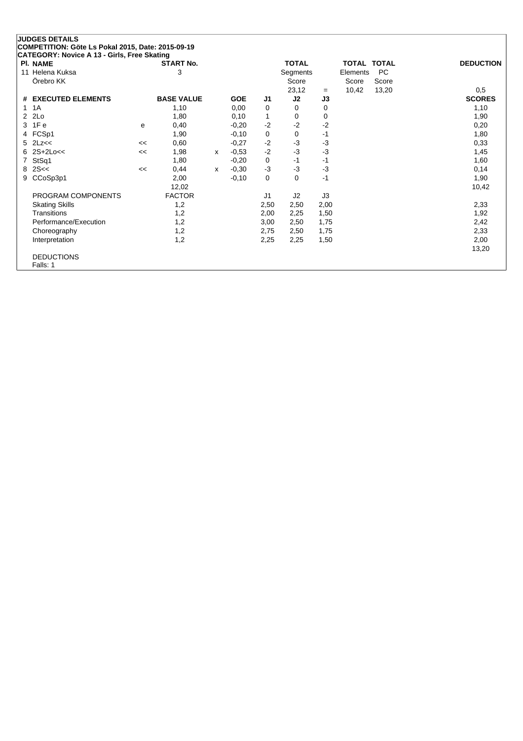**JUDGES DETAILS**
**COMPETITION: Göte Ls Pokal 2015, Date: 2015-09-19**
**CATEGORY: Novice A 13 - Girls, Free Skating**

| Pl. | NAME | START No. | TOTAL Segments Score | = | TOTAL Elements Score | TOTAL PC Score | DEDUCTION |
|---|---|---|---|---|---|---|---|
| 11 | Helena Kuksa<br>Örebro KK | 3 | 23,12 | = | 10,42 | 13,20 | 0,5 |

| # | EXECUTED ELEMENTS | | BASE VALUE | | GOE | J1 | J2 | J3 | SCORES |
|---|---|---|---|---|---|---|---|---|---|
| 1 | 1A | | 1,10 | | 0,00 | 0 | 0 | 0 | 1,10 |
| 2 | 2Lo | | 1,80 | | 0,10 | 1 | 0 | 0 | 1,90 |
| 3 | 1F e | e | 0,40 | | -0,20 | -2 | -2 | -2 | 0,20 |
| 4 | FCSp1 | | 1,90 | | -0,10 | 0 | 0 | -1 | 1,80 |
| 5 | 2Lz<< | << | 0,60 | | -0,27 | -2 | -3 | -3 | 0,33 |
| 6 | 2S+2Lo<< | << | 1,98 | x | -0,53 | -2 | -3 | -3 | 1,45 |
| 7 | StSq1 | | 1,80 | | -0,20 | 0 | -1 | -1 | 1,60 |
| 8 | 2S<< | << | 0,44 | x | -0,30 | -3 | -3 | -3 | 0,14 |
| 9 | CCoSp3p1 | | 2,00 | | -0,10 | 0 | 0 | -1 | 1,90 |
| | | | 12,02 | | | | | | 10,42 |

| PROGRAM COMPONENTS | FACTOR | J1 | J2 | J3 | |
|---|---|---|---|---|---|
| Skating Skills | 1,2 | 2,50 | 2,50 | 2,00 | 2,33 |
| Transitions | 1,2 | 2,00 | 2,25 | 1,50 | 1,92 |
| Performance/Execution | 1,2 | 3,00 | 2,50 | 1,75 | 2,42 |
| Choreography | 1,2 | 2,75 | 2,50 | 1,75 | 2,33 |
| Interpretation | 1,2 | 2,25 | 2,25 | 1,50 | 2,00 |
| | | | | | 13,20 |

DEDUCTIONS
Falls: 1